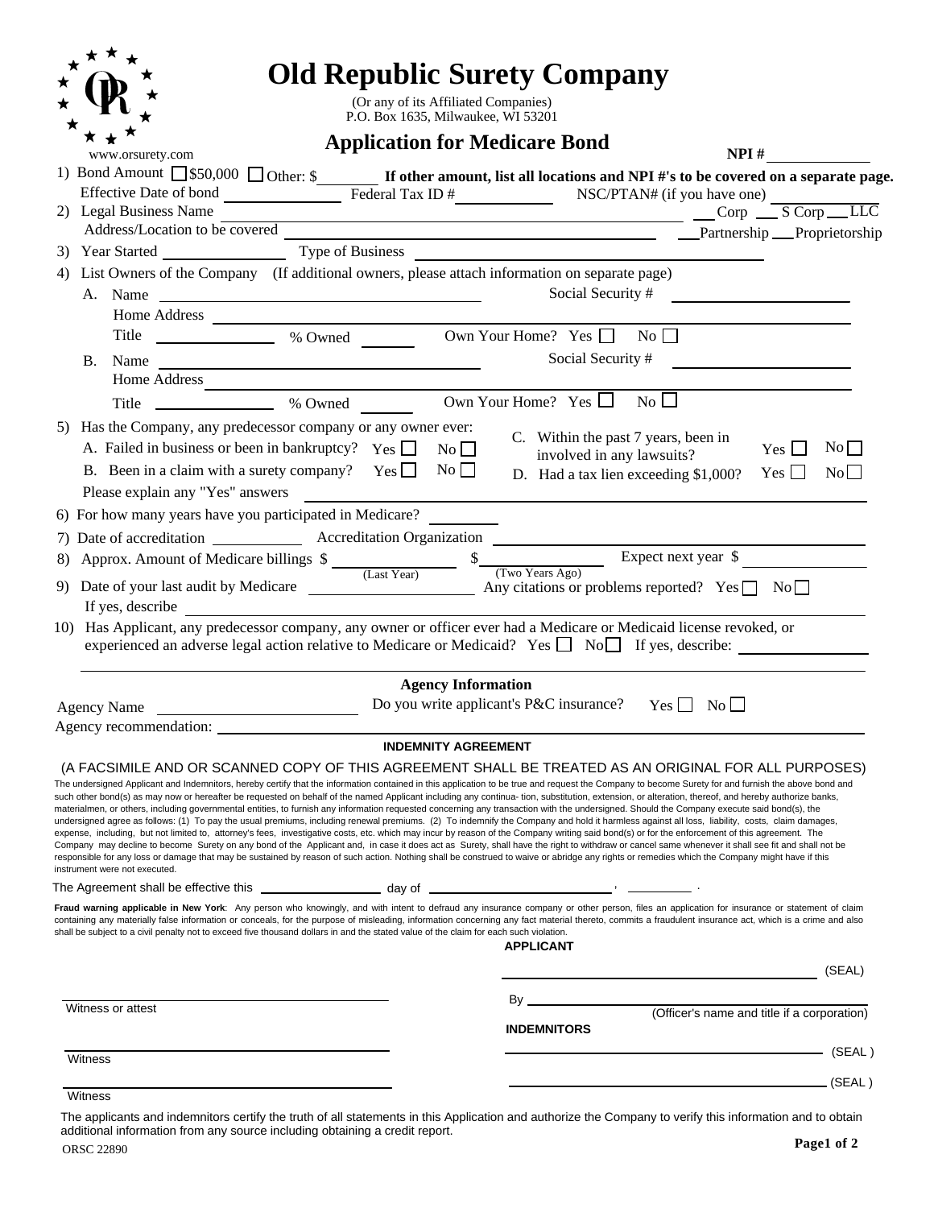# Old Republic Surety Company

(Or any of its Affiliated Companies)
P.O. Box 1635, Milwaukee, WI 53201

www.orsurety.com

## Application for Medicare Bond

**NPI #** ____________

1) Bond Amount ☐ $50,000 ☐ Other: $________ **If other amount, list all locations and NPI #'s to be covered on a separate page.**
   Effective Date of bond ____________ Federal Tax ID # ____________ NSC/PTAN# (if you have one) ____________

2) Legal Business Name ______________________________ ___Corp ___S Corp ___LLC
   Address/Location to be covered ______________________________ ___Partnership ___Proprietorship

3) Year Started ____________ Type of Business ______________________________

4) List Owners of the Company (If additional owners, please attach information on separate page)

   A. Name ______________________________ Social Security # ____________
      Home Address ______________________________
      Title ____________ % Owned ______ Own Your Home? Yes ☐ No ☐

   B. Name ______________________________ Social Security # ____________
      Home Address ______________________________
      Title ____________ % Owned ______ Own Your Home? Yes ☐ No ☐

5) Has the Company, any predecessor company or any owner ever:
   A. Failed in business or been in bankruptcy? Yes ☐ No ☐
   B. Been in a claim with a surety company? Yes ☐ No ☐
   C. Within the past 7 years, been in involved in any lawsuits? Yes ☐ No ☐
   D. Had a tax lien exceeding $1,000? Yes ☐ No ☐
   Please explain any "Yes" answers ______________________________

6) For how many years have you participated in Medicare? ________

7) Date of accreditation ____________ Accreditation Organization ______________________________

8) Approx. Amount of Medicare billings $____________ (Last Year) $____________ (Two Years Ago) Expect next year $____________

9) Date of your last audit by Medicare ____________ Any citations or problems reported? Yes ☐ No ☐
   If yes, describe ______________________________

10) Has Applicant, any predecessor company, any owner or officer ever had a Medicare or Medicaid license revoked, or experienced an adverse legal action relative to Medicare or Medicaid? Yes ☐ No ☐ If yes, describe: ____________

### Agency Information

Agency Name ______________________ Do you write applicant's P&C insurance? Yes ☐ No ☐

Agency recommendation: ______________________________

### INDEMNITY AGREEMENT

(A FACSIMILE AND OR SCANNED COPY OF THIS AGREEMENT SHALL BE TREATED AS AN ORIGINAL FOR ALL PURPOSES)

The undersigned Applicant and Indemnitors, hereby certify that the information contained in this application to be true and request the Company to become Surety for and furnish the above bond and such other bond(s) as may now or hereafter be requested on behalf of the named Applicant including any continua- tion, substitution, extension, or alteration, thereof, and hereby authorize banks, materialmen, or others, including governmental entities, to furnish any information requested concerning any transaction with the undersigned. Should the Company execute said bond(s), the undersigned agree as follows: (1) To pay the usual premiums, including renewal premiums. (2) To indemnify the Company and hold it harmless against all loss, liability, costs, claim damages, expense, including, but not limited to, attorney's fees, investigative costs, etc. which may incur by reason of the Company writing said bond(s) or for the enforcement of this agreement. The Company may decline to become Surety on any bond of the Applicant and, in case it does act as Surety, shall have the right to withdraw or cancel same whenever it shall see fit and shall not be responsible for any loss or damage that may be sustained by reason of such action. Nothing shall be construed to waive or abridge any rights or remedies which the Company might have if this instrument were not executed.

The Agreement shall be effective this ____________ day of ______________________, ________.

**Fraud warning applicable in New York**: Any person who knowingly, and with intent to defraud any insurance company or other person, files an application for insurance or statement of claim containing any materially false information or conceals, for the purpose of misleading, information concerning any fact material thereto, commits a fraudulent insurance act, which is a crime and also shall be subject to a civil penalty not to exceed five thousand dollars in and the stated value of the claim for each such violation.

**APPLICANT**

______________________________ (SEAL)

______________________________
Witness or attest

By ______________________________
(Officer's name and title if a corporation)

**INDEMNITORS**

______________________________ (SEAL)

______________________________
Witness

______________________________ (SEAL)

______________________________
Witness

The applicants and indemnitors certify the truth of all statements in this Application and authorize the Company to verify this information and to obtain additional information from any source including obtaining a credit report.

ORSC 22890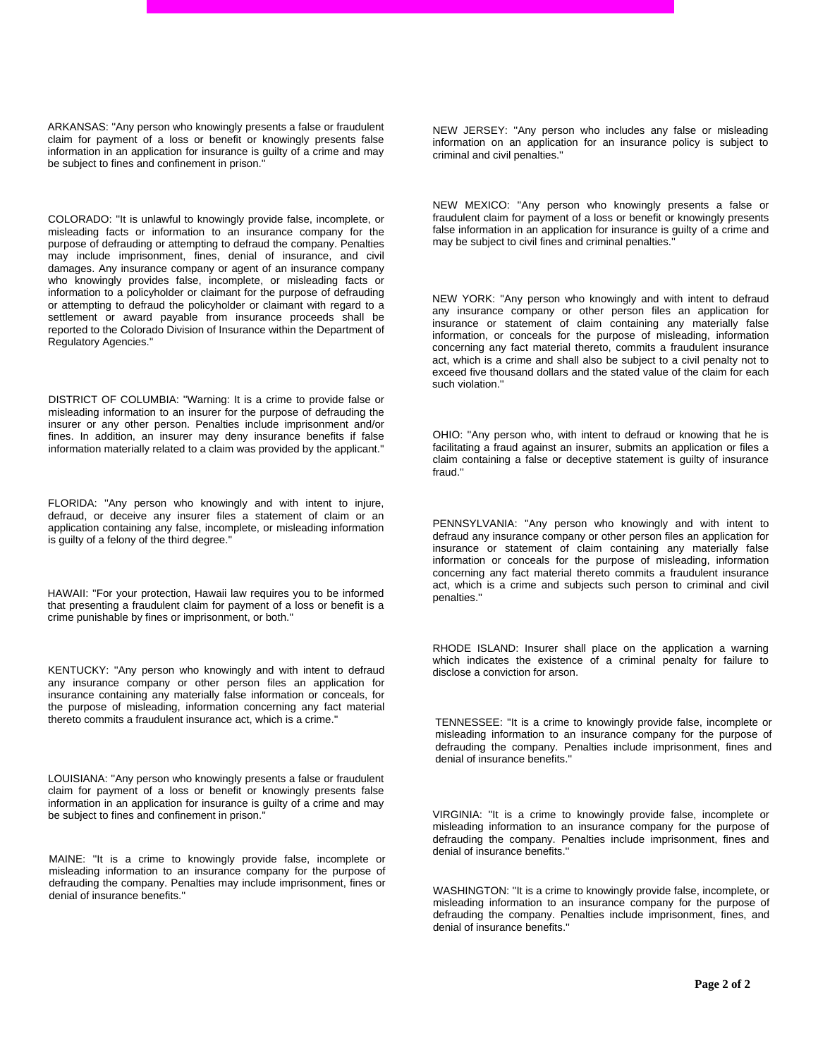ARKANSAS: "Any person who knowingly presents a false or fraudulent claim for payment of a loss or benefit or knowingly presents false information in an application for insurance is guilty of a crime and may be subject to fines and confinement in prison."

COLORADO: "It is unlawful to knowingly provide false, incomplete, or misleading facts or information to an insurance company for the purpose of defrauding or attempting to defraud the company. Penalties may include imprisonment, fines, denial of insurance, and civil damages. Any insurance company or agent of an insurance company who knowingly provides false, incomplete, or misleading facts or information to a policyholder or claimant for the purpose of defrauding or attempting to defraud the policyholder or claimant with regard to a settlement or award payable from insurance proceeds shall be reported to the Colorado Division of Insurance within the Department of Regulatory Agencies."

DISTRICT OF COLUMBIA: "Warning: It is a crime to provide false or misleading information to an insurer for the purpose of defrauding the insurer or any other person. Penalties include imprisonment and/or fines. In addition, an insurer may deny insurance benefits if false information materially related to a claim was provided by the applicant."

FLORIDA: "Any person who knowingly and with intent to injure, defraud, or deceive any insurer files a statement of claim or an application containing any false, incomplete, or misleading information is guilty of a felony of the third degree."

HAWAII: "For your protection, Hawaii law requires you to be informed that presenting a fraudulent claim for payment of a loss or benefit is a crime punishable by fines or imprisonment, or both."

KENTUCKY: "Any person who knowingly and with intent to defraud any insurance company or other person files an application for insurance containing any materially false information or conceals, for the purpose of misleading, information concerning any fact material thereto commits a fraudulent insurance act, which is a crime."

LOUISIANA: "Any person who knowingly presents a false or fraudulent claim for payment of a loss or benefit or knowingly presents false information in an application for insurance is guilty of a crime and may be subject to fines and confinement in prison."

MAINE: "It is a crime to knowingly provide false, incomplete or misleading information to an insurance company for the purpose of defrauding the company. Penalties may include imprisonment, fines or denial of insurance benefits."

NEW JERSEY: "Any person who includes any false or misleading information on an application for an insurance policy is subject to criminal and civil penalties."

NEW MEXICO: "Any person who knowingly presents a false or fraudulent claim for payment of a loss or benefit or knowingly presents false information in an application for insurance is guilty of a crime and may be subject to civil fines and criminal penalties."

NEW YORK: "Any person who knowingly and with intent to defraud any insurance company or other person files an application for insurance or statement of claim containing any materially false information, or conceals for the purpose of misleading, information concerning any fact material thereto, commits a fraudulent insurance act, which is a crime and shall also be subject to a civil penalty not to exceed five thousand dollars and the stated value of the claim for each such violation."

OHIO: "Any person who, with intent to defraud or knowing that he is facilitating a fraud against an insurer, submits an application or files a claim containing a false or deceptive statement is guilty of insurance fraud."

PENNSYLVANIA: "Any person who knowingly and with intent to defraud any insurance company or other person files an application for insurance or statement of claim containing any materially false information or conceals for the purpose of misleading, information concerning any fact material thereto commits a fraudulent insurance act, which is a crime and subjects such person to criminal and civil penalties."

RHODE ISLAND: Insurer shall place on the application a warning which indicates the existence of a criminal penalty for failure to disclose a conviction for arson.

TENNESSEE: "It is a crime to knowingly provide false, incomplete or misleading information to an insurance company for the purpose of defrauding the company. Penalties include imprisonment, fines and denial of insurance benefits."

VIRGINIA: "It is a crime to knowingly provide false, incomplete or misleading information to an insurance company for the purpose of defrauding the company. Penalties include imprisonment, fines and denial of insurance benefits."

WASHINGTON: "It is a crime to knowingly provide false, incomplete, or misleading information to an insurance company for the purpose of defrauding the company. Penalties include imprisonment, fines, and denial of insurance benefits."